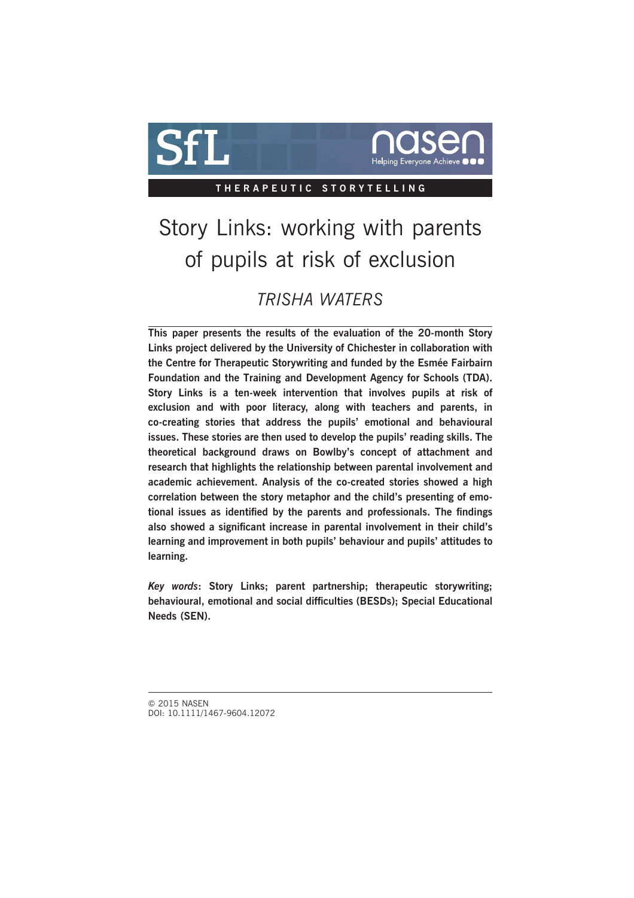THERAPEUTIC STORYTELLING

# Story Links: working with parents of pupils at risk of exclusion

*TRISHA WATERS*

**This paper presents the results of the evaluation of the 20-month Story Links project delivered by the University of Chichester in collaboration with the Centre for Therapeutic Storywriting and funded by the Esmée Fairbairn Foundation and the Training and Development Agency for Schools (TDA). Story Links is a ten-week intervention that involves pupils at risk of exclusion and with poor literacy, along with teachers and parents, in co-creating stories that address the pupils' emotional and behavioural issues. These stories are then used to develop the pupils' reading skills. The theoretical background draws on Bowlby's concept of attachment and research that highlights the relationship between parental involvement and academic achievement. Analysis of the co-created stories showed a high correlation between the story metaphor and the child's presenting of emotional issues as identified by the parents and professionals. The findings also showed a significant increase in parental involvement in their child's learning and improvement in both pupils' behaviour and pupils' attitudes to learning.**

***Key words*: Story Links; parent partnership; therapeutic storywriting; behavioural, emotional and social difficulties (BESDs); Special Educational Needs (SEN).**

© 2015 NASEN
DOI: 10.1111/1467-9604.12072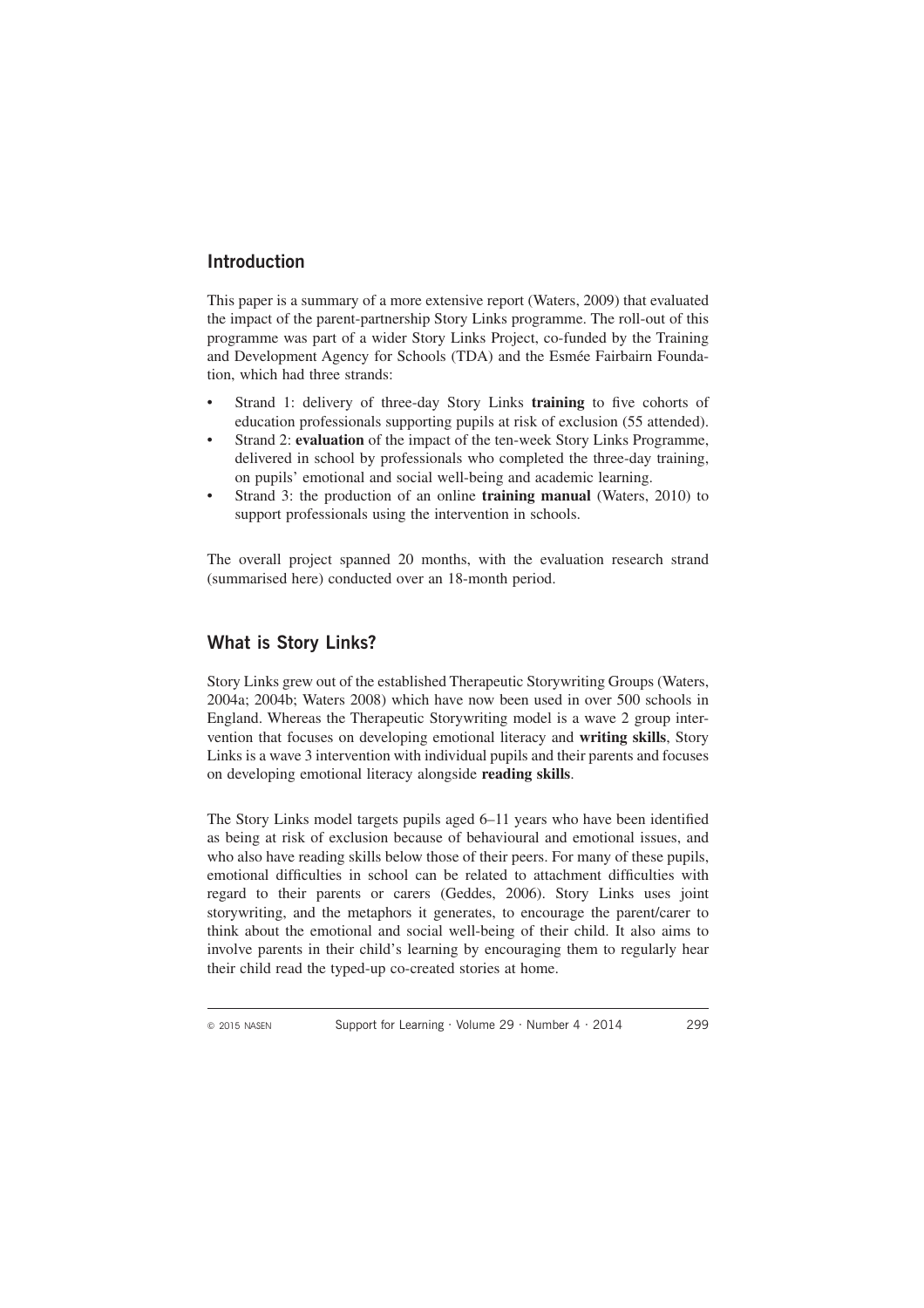## Introduction

This paper is a summary of a more extensive report (Waters, 2009) that evaluated the impact of the parent-partnership Story Links programme. The roll-out of this programme was part of a wider Story Links Project, co-funded by the Training and Development Agency for Schools (TDA) and the Esmée Fairbairn Foundation, which had three strands:

- Strand 1: delivery of three-day Story Links **training** to five cohorts of education professionals supporting pupils at risk of exclusion (55 attended).
- Strand 2: **evaluation** of the impact of the ten-week Story Links Programme, delivered in school by professionals who completed the three-day training, on pupils' emotional and social well-being and academic learning.
- Strand 3: the production of an online **training manual** (Waters, 2010) to support professionals using the intervention in schools.

The overall project spanned 20 months, with the evaluation research strand (summarised here) conducted over an 18-month period.

## What is Story Links?

Story Links grew out of the established Therapeutic Storywriting Groups (Waters, 2004a; 2004b; Waters 2008) which have now been used in over 500 schools in England. Whereas the Therapeutic Storywriting model is a wave 2 group intervention that focuses on developing emotional literacy and **writing skills**, Story Links is a wave 3 intervention with individual pupils and their parents and focuses on developing emotional literacy alongside **reading skills**.

The Story Links model targets pupils aged 6–11 years who have been identified as being at risk of exclusion because of behavioural and emotional issues, and who also have reading skills below those of their peers. For many of these pupils, emotional difficulties in school can be related to attachment difficulties with regard to their parents or carers (Geddes, 2006). Story Links uses joint storywriting, and the metaphors it generates, to encourage the parent/carer to think about the emotional and social well-being of their child. It also aims to involve parents in their child's learning by encouraging them to regularly hear their child read the typed-up co-created stories at home.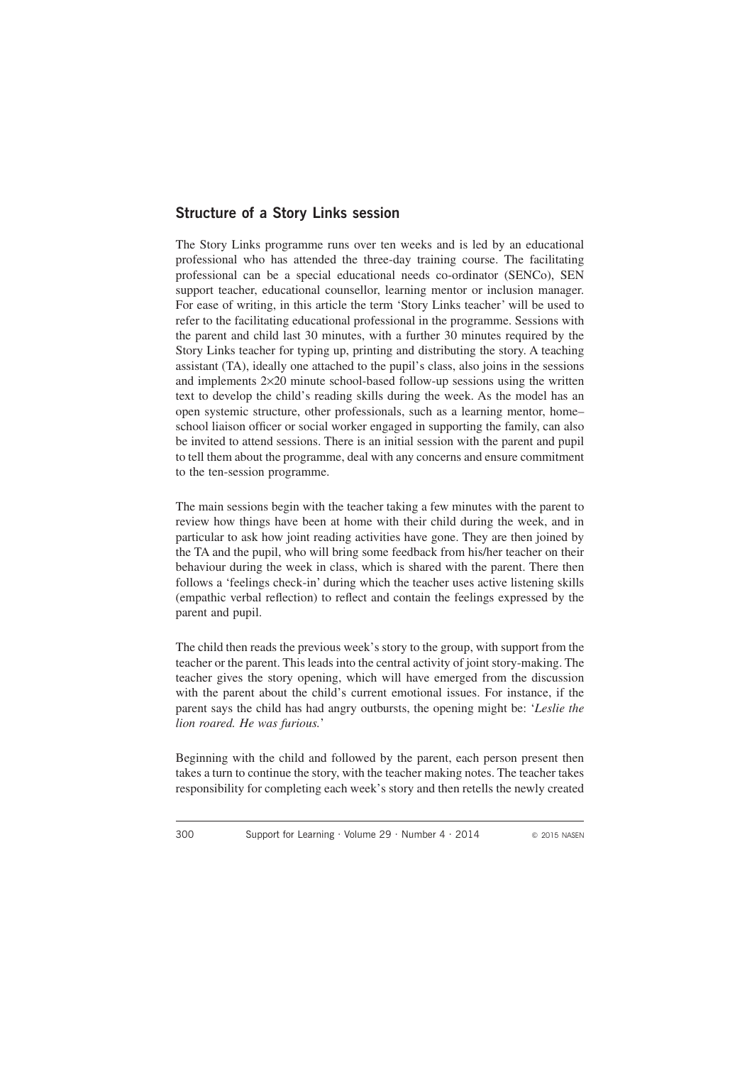## Structure of a Story Links session

The Story Links programme runs over ten weeks and is led by an educational professional who has attended the three-day training course. The facilitating professional can be a special educational needs co-ordinator (SENCo), SEN support teacher, educational counsellor, learning mentor or inclusion manager. For ease of writing, in this article the term 'Story Links teacher' will be used to refer to the facilitating educational professional in the programme. Sessions with the parent and child last 30 minutes, with a further 30 minutes required by the Story Links teacher for typing up, printing and distributing the story. A teaching assistant (TA), ideally one attached to the pupil's class, also joins in the sessions and implements $2 \times 20$ minute school-based follow-up sessions using the written text to develop the child's reading skills during the week. As the model has an open systemic structure, other professionals, such as a learning mentor, home–school liaison officer or social worker engaged in supporting the family, can also be invited to attend sessions. There is an initial session with the parent and pupil to tell them about the programme, deal with any concerns and ensure commitment to the ten-session programme.

The main sessions begin with the teacher taking a few minutes with the parent to review how things have been at home with their child during the week, and in particular to ask how joint reading activities have gone. They are then joined by the TA and the pupil, who will bring some feedback from his/her teacher on their behaviour during the week in class, which is shared with the parent. There then follows a 'feelings check-in' during which the teacher uses active listening skills (empathic verbal reflection) to reflect and contain the feelings expressed by the parent and pupil.

The child then reads the previous week's story to the group, with support from the teacher or the parent. This leads into the central activity of joint story-making. The teacher gives the story opening, which will have emerged from the discussion with the parent about the child's current emotional issues. For instance, if the parent says the child has had angry outbursts, the opening might be: '*Leslie the lion roared. He was furious.*'

Beginning with the child and followed by the parent, each person present then takes a turn to continue the story, with the teacher making notes. The teacher takes responsibility for completing each week's story and then retells the newly created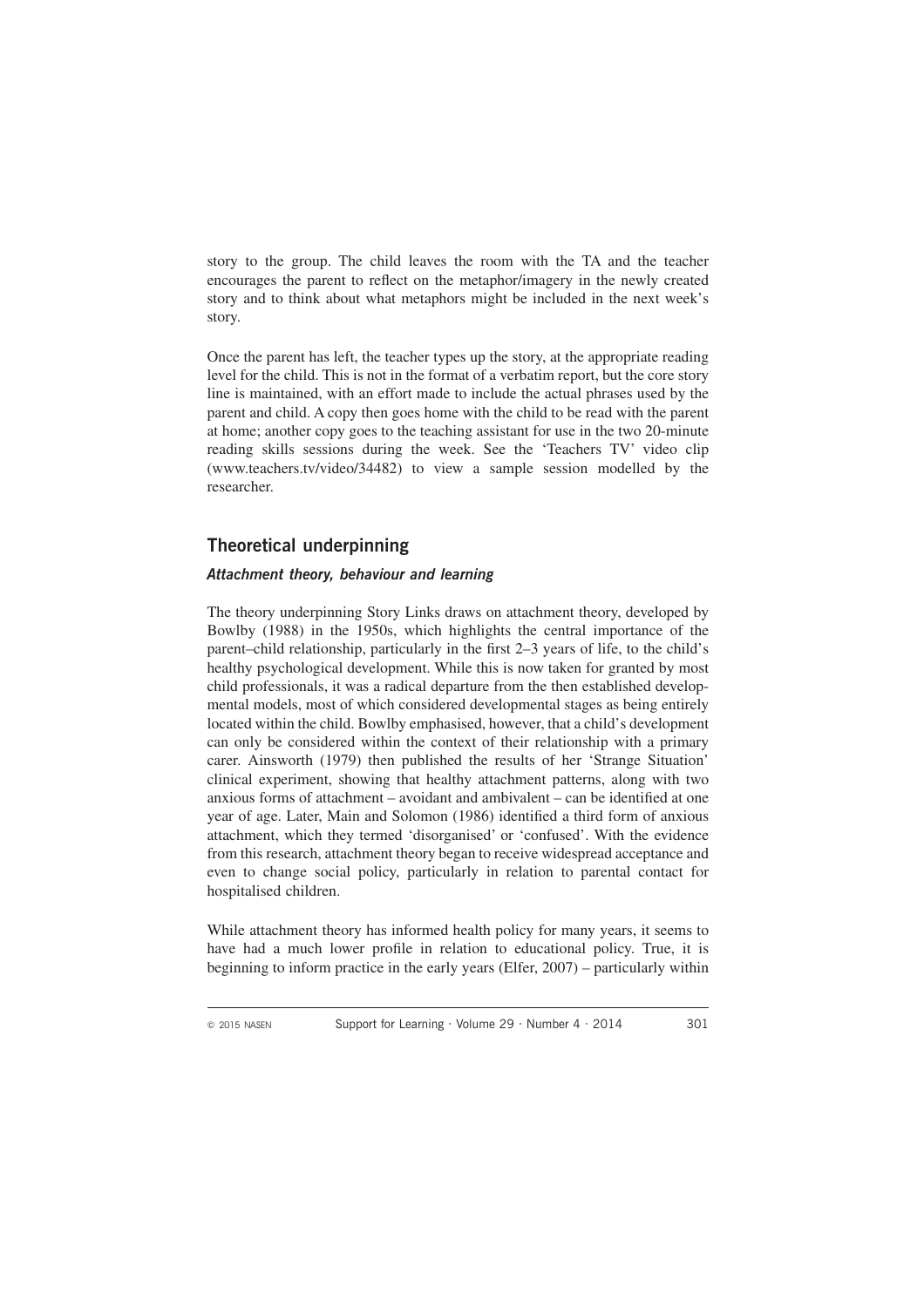story to the group. The child leaves the room with the TA and the teacher encourages the parent to reflect on the metaphor/imagery in the newly created story and to think about what metaphors might be included in the next week's story.

Once the parent has left, the teacher types up the story, at the appropriate reading level for the child. This is not in the format of a verbatim report, but the core story line is maintained, with an effort made to include the actual phrases used by the parent and child. A copy then goes home with the child to be read with the parent at home; another copy goes to the teaching assistant for use in the two 20-minute reading skills sessions during the week. See the 'Teachers TV' video clip (www.teachers.tv/video/34482) to view a sample session modelled by the researcher.

## Theoretical underpinning

### *Attachment theory, behaviour and learning*

The theory underpinning Story Links draws on attachment theory, developed by Bowlby (1988) in the 1950s, which highlights the central importance of the parent–child relationship, particularly in the first 2–3 years of life, to the child's healthy psychological development. While this is now taken for granted by most child professionals, it was a radical departure from the then established developmental models, most of which considered developmental stages as being entirely located within the child. Bowlby emphasised, however, that a child's development can only be considered within the context of their relationship with a primary carer. Ainsworth (1979) then published the results of her 'Strange Situation' clinical experiment, showing that healthy attachment patterns, along with two anxious forms of attachment – avoidant and ambivalent – can be identified at one year of age. Later, Main and Solomon (1986) identified a third form of anxious attachment, which they termed 'disorganised' or 'confused'. With the evidence from this research, attachment theory began to receive widespread acceptance and even to change social policy, particularly in relation to parental contact for hospitalised children.

While attachment theory has informed health policy for many years, it seems to have had a much lower profile in relation to educational policy. True, it is beginning to inform practice in the early years (Elfer, 2007) – particularly within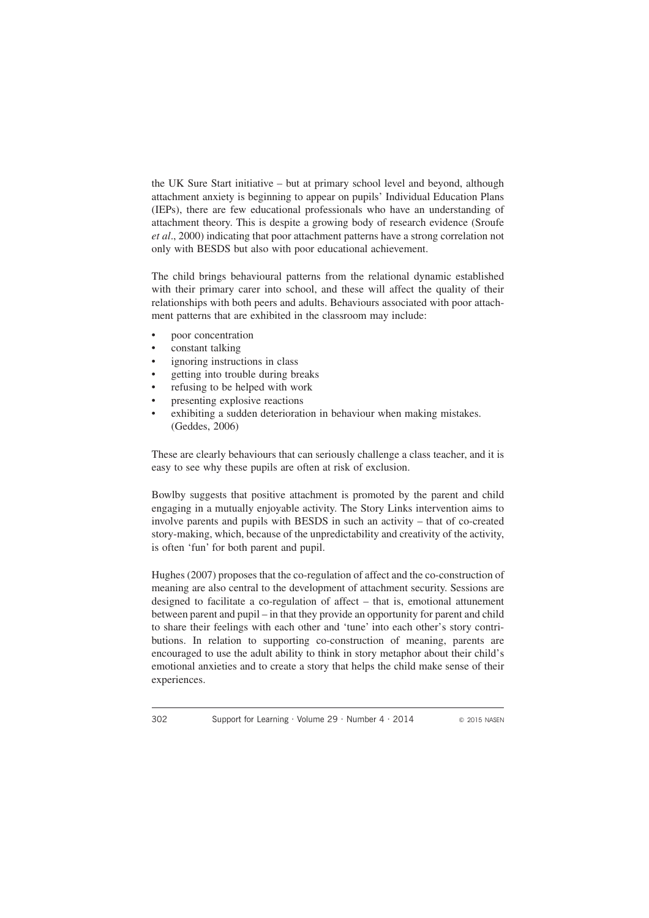the UK Sure Start initiative – but at primary school level and beyond, although attachment anxiety is beginning to appear on pupils' Individual Education Plans (IEPs), there are few educational professionals who have an understanding of attachment theory. This is despite a growing body of research evidence (Sroufe *et al*., 2000) indicating that poor attachment patterns have a strong correlation not only with BESDS but also with poor educational achievement.

The child brings behavioural patterns from the relational dynamic established with their primary carer into school, and these will affect the quality of their relationships with both peers and adults. Behaviours associated with poor attachment patterns that are exhibited in the classroom may include:

- poor concentration
- constant talking
- ignoring instructions in class
- getting into trouble during breaks
- refusing to be helped with work
- presenting explosive reactions
- exhibiting a sudden deterioration in behaviour when making mistakes. (Geddes, 2006)

These are clearly behaviours that can seriously challenge a class teacher, and it is easy to see why these pupils are often at risk of exclusion.

Bowlby suggests that positive attachment is promoted by the parent and child engaging in a mutually enjoyable activity. The Story Links intervention aims to involve parents and pupils with BESDS in such an activity – that of co-created story-making, which, because of the unpredictability and creativity of the activity, is often 'fun' for both parent and pupil.

Hughes (2007) proposes that the co-regulation of affect and the co-construction of meaning are also central to the development of attachment security. Sessions are designed to facilitate a co-regulation of affect – that is, emotional attunement between parent and pupil – in that they provide an opportunity for parent and child to share their feelings with each other and 'tune' into each other's story contributions. In relation to supporting co-construction of meaning, parents are encouraged to use the adult ability to think in story metaphor about their child's emotional anxieties and to create a story that helps the child make sense of their experiences.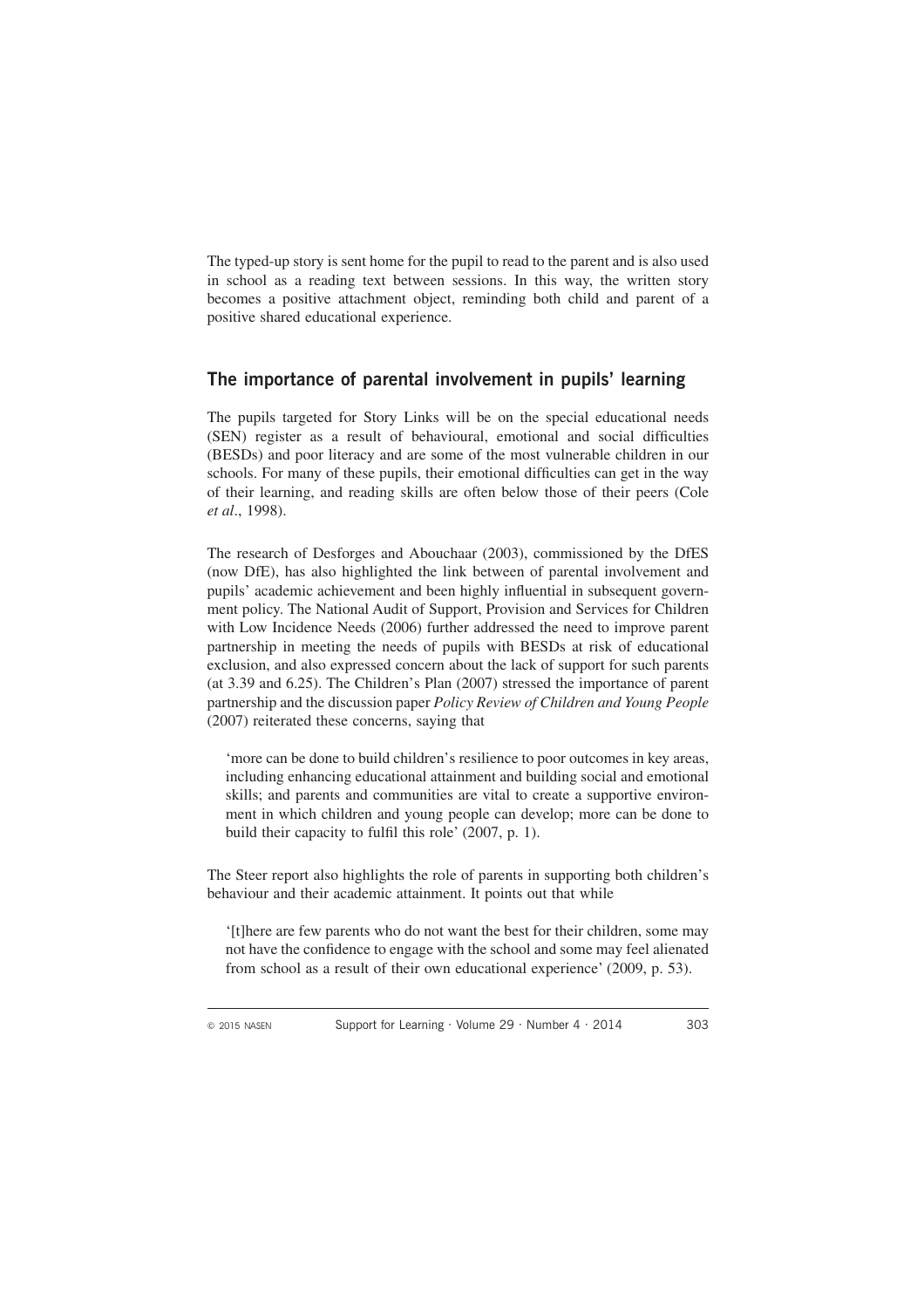The typed-up story is sent home for the pupil to read to the parent and is also used in school as a reading text between sessions. In this way, the written story becomes a positive attachment object, reminding both child and parent of a positive shared educational experience.

## The importance of parental involvement in pupils' learning

The pupils targeted for Story Links will be on the special educational needs (SEN) register as a result of behavioural, emotional and social difficulties (BESDs) and poor literacy and are some of the most vulnerable children in our schools. For many of these pupils, their emotional difficulties can get in the way of their learning, and reading skills are often below those of their peers (Cole *et al*., 1998).

The research of Desforges and Abouchaar (2003), commissioned by the DfES (now DfE), has also highlighted the link between of parental involvement and pupils' academic achievement and been highly influential in subsequent government policy. The National Audit of Support, Provision and Services for Children with Low Incidence Needs (2006) further addressed the need to improve parent partnership in meeting the needs of pupils with BESDs at risk of educational exclusion, and also expressed concern about the lack of support for such parents (at 3.39 and 6.25). The Children's Plan (2007) stressed the importance of parent partnership and the discussion paper *Policy Review of Children and Young People* (2007) reiterated these concerns, saying that

> 'more can be done to build children's resilience to poor outcomes in key areas, including enhancing educational attainment and building social and emotional skills; and parents and communities are vital to create a supportive environment in which children and young people can develop; more can be done to build their capacity to fulfil this role' (2007, p. 1).

The Steer report also highlights the role of parents in supporting both children's behaviour and their academic attainment. It points out that while

> '[t]here are few parents who do not want the best for their children, some may not have the confidence to engage with the school and some may feel alienated from school as a result of their own educational experience' (2009, p. 53).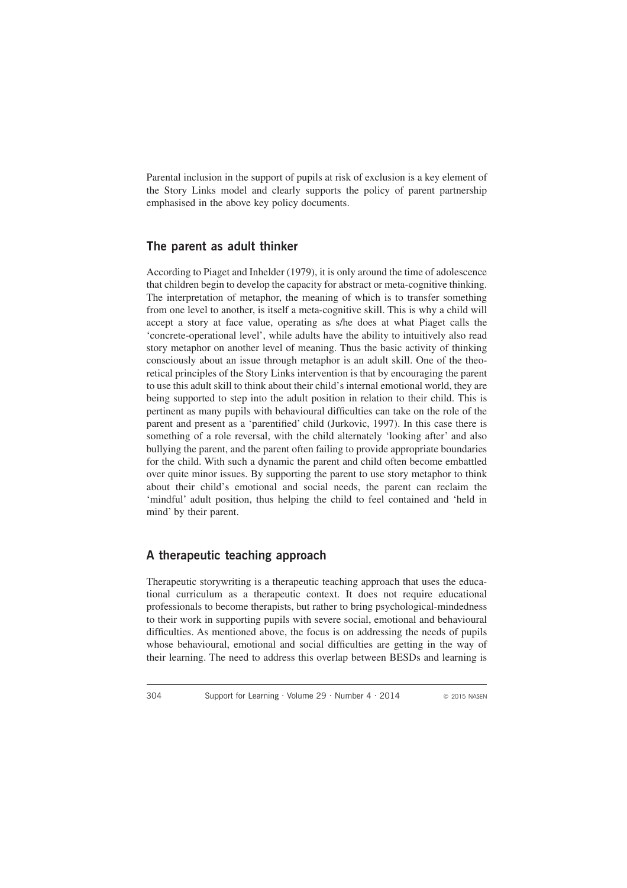Parental inclusion in the support of pupils at risk of exclusion is a key element of the Story Links model and clearly supports the policy of parent partnership emphasised in the above key policy documents.

## The parent as adult thinker

According to Piaget and Inhelder (1979), it is only around the time of adolescence that children begin to develop the capacity for abstract or meta-cognitive thinking. The interpretation of metaphor, the meaning of which is to transfer something from one level to another, is itself a meta-cognitive skill. This is why a child will accept a story at face value, operating as s/he does at what Piaget calls the 'concrete-operational level', while adults have the ability to intuitively also read story metaphor on another level of meaning. Thus the basic activity of thinking consciously about an issue through metaphor is an adult skill. One of the theoretical principles of the Story Links intervention is that by encouraging the parent to use this adult skill to think about their child's internal emotional world, they are being supported to step into the adult position in relation to their child. This is pertinent as many pupils with behavioural difficulties can take on the role of the parent and present as a 'parentified' child (Jurkovic, 1997). In this case there is something of a role reversal, with the child alternately 'looking after' and also bullying the parent, and the parent often failing to provide appropriate boundaries for the child. With such a dynamic the parent and child often become embattled over quite minor issues. By supporting the parent to use story metaphor to think about their child's emotional and social needs, the parent can reclaim the 'mindful' adult position, thus helping the child to feel contained and 'held in mind' by their parent.

## A therapeutic teaching approach

Therapeutic storywriting is a therapeutic teaching approach that uses the educational curriculum as a therapeutic context. It does not require educational professionals to become therapists, but rather to bring psychological-mindedness to their work in supporting pupils with severe social, emotional and behavioural difficulties. As mentioned above, the focus is on addressing the needs of pupils whose behavioural, emotional and social difficulties are getting in the way of their learning. The need to address this overlap between BESDs and learning is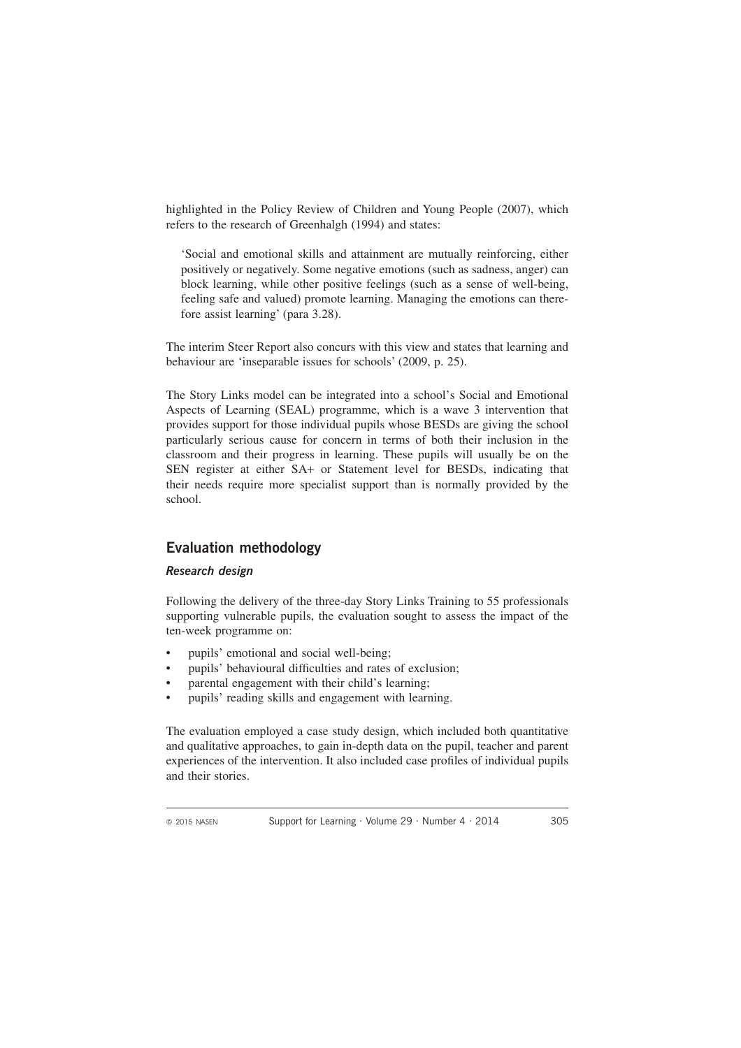highlighted in the Policy Review of Children and Young People (2007), which refers to the research of Greenhalgh (1994) and states:

> 'Social and emotional skills and attainment are mutually reinforcing, either positively or negatively. Some negative emotions (such as sadness, anger) can block learning, while other positive feelings (such as a sense of well-being, feeling safe and valued) promote learning. Managing the emotions can therefore assist learning' (para 3.28).

The interim Steer Report also concurs with this view and states that learning and behaviour are 'inseparable issues for schools' (2009, p. 25).

The Story Links model can be integrated into a school's Social and Emotional Aspects of Learning (SEAL) programme, which is a wave 3 intervention that provides support for those individual pupils whose BESDs are giving the school particularly serious cause for concern in terms of both their inclusion in the classroom and their progress in learning. These pupils will usually be on the SEN register at either SA+ or Statement level for BESDs, indicating that their needs require more specialist support than is normally provided by the school.

## Evaluation methodology

### *Research design*

Following the delivery of the three-day Story Links Training to 55 professionals supporting vulnerable pupils, the evaluation sought to assess the impact of the ten-week programme on:

- pupils' emotional and social well-being;
- pupils' behavioural difficulties and rates of exclusion;
- parental engagement with their child's learning;
- pupils' reading skills and engagement with learning.

The evaluation employed a case study design, which included both quantitative and qualitative approaches, to gain in-depth data on the pupil, teacher and parent experiences of the intervention. It also included case profiles of individual pupils and their stories.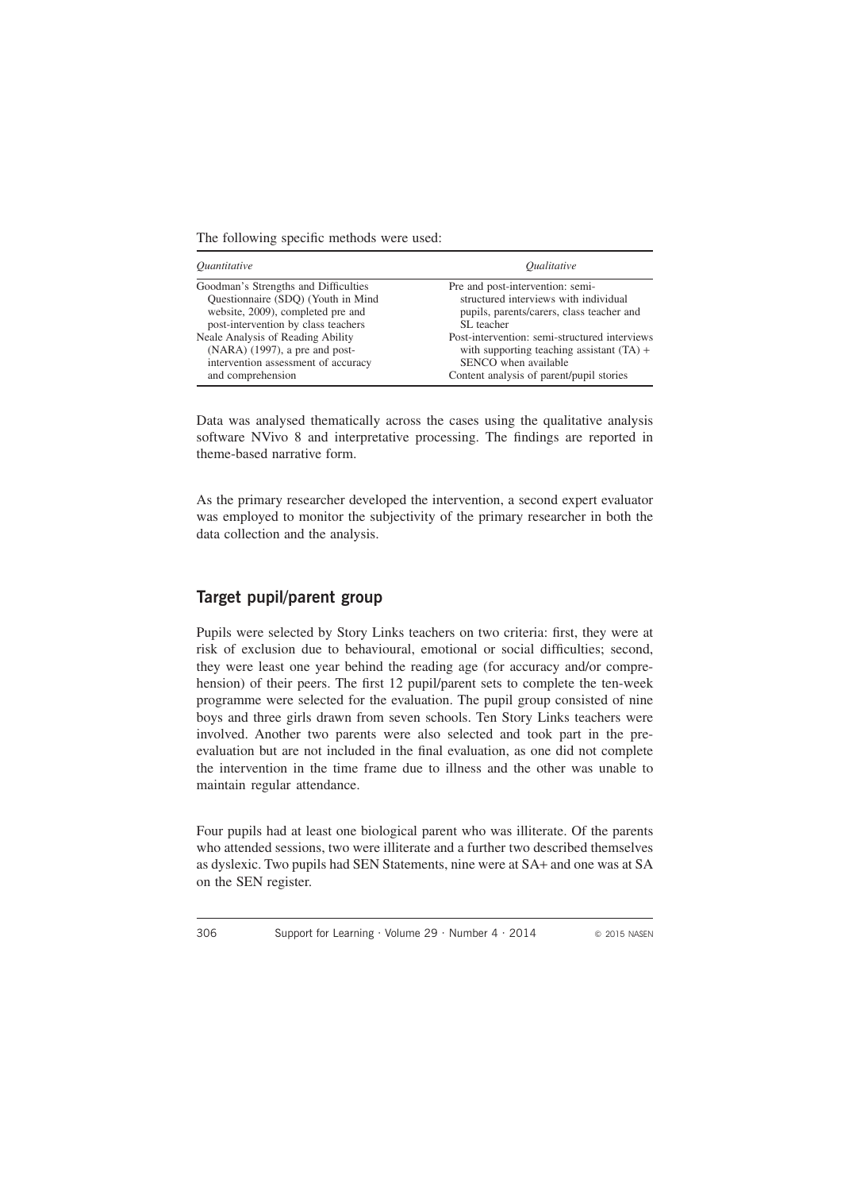The following specific methods were used:

| *Quantitative* | *Qualitative* |
|---|---|
| Goodman's Strengths and Difficulties Questionnaire (SDQ) (Youth in Mind website, 2009), completed pre and post-intervention by class teachers | Pre and post-intervention: semi-structured interviews with individual pupils, parents/carers, class teacher and SL teacher |
| Neale Analysis of Reading Ability (NARA) (1997), a pre and post-intervention assessment of accuracy and comprehension | Post-intervention: semi-structured interviews with supporting teaching assistant (TA) + SENCO when available |
| | Content analysis of parent/pupil stories |

Data was analysed thematically across the cases using the qualitative analysis software NVivo 8 and interpretative processing. The findings are reported in theme-based narrative form.

As the primary researcher developed the intervention, a second expert evaluator was employed to monitor the subjectivity of the primary researcher in both the data collection and the analysis.

## Target pupil/parent group

Pupils were selected by Story Links teachers on two criteria: first, they were at risk of exclusion due to behavioural, emotional or social difficulties; second, they were least one year behind the reading age (for accuracy and/or comprehension) of their peers. The first 12 pupil/parent sets to complete the ten-week programme were selected for the evaluation. The pupil group consisted of nine boys and three girls drawn from seven schools. Ten Story Links teachers were involved. Another two parents were also selected and took part in the pre-evaluation but are not included in the final evaluation, as one did not complete the intervention in the time frame due to illness and the other was unable to maintain regular attendance.

Four pupils had at least one biological parent who was illiterate. Of the parents who attended sessions, two were illiterate and a further two described themselves as dyslexic. Two pupils had SEN Statements, nine were at SA+ and one was at SA on the SEN register.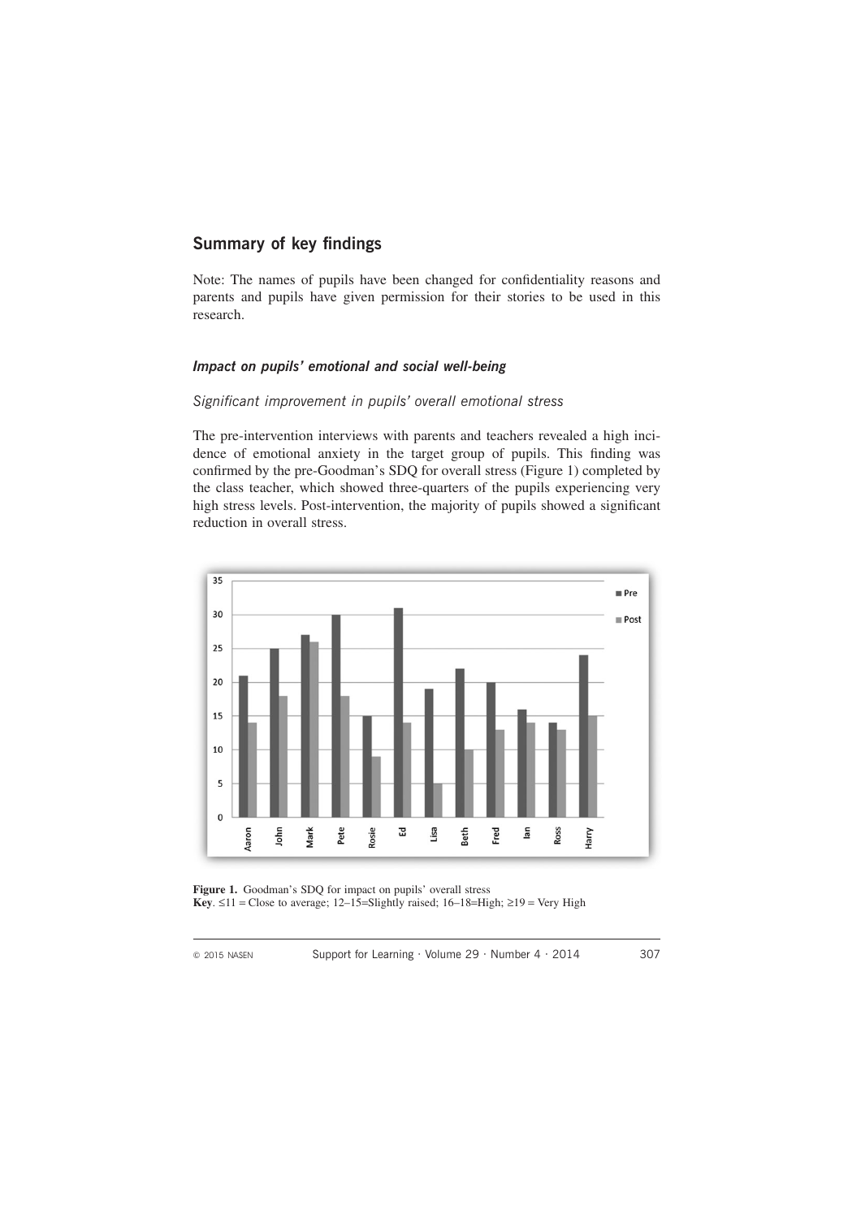## Summary of key findings

Note: The names of pupils have been changed for confidentiality reasons and parents and pupils have given permission for their stories to be used in this research.

### *Impact on pupils' emotional and social well-being*

*Significant improvement in pupils' overall emotional stress*

The pre-intervention interviews with parents and teachers revealed a high incidence of emotional anxiety in the target group of pupils. This finding was confirmed by the pre-Goodman's SDQ for overall stress (Figure 1) completed by the class teacher, which showed three-quarters of the pupils experiencing very high stress levels. Post-intervention, the majority of pupils showed a significant reduction in overall stress.

**Figure 1.** Goodman's SDQ for impact on pupils' overall stress
**Key**. ≤11 = Close to average; 12–15=Slightly raised; 16–18=High; ≥19 = Very High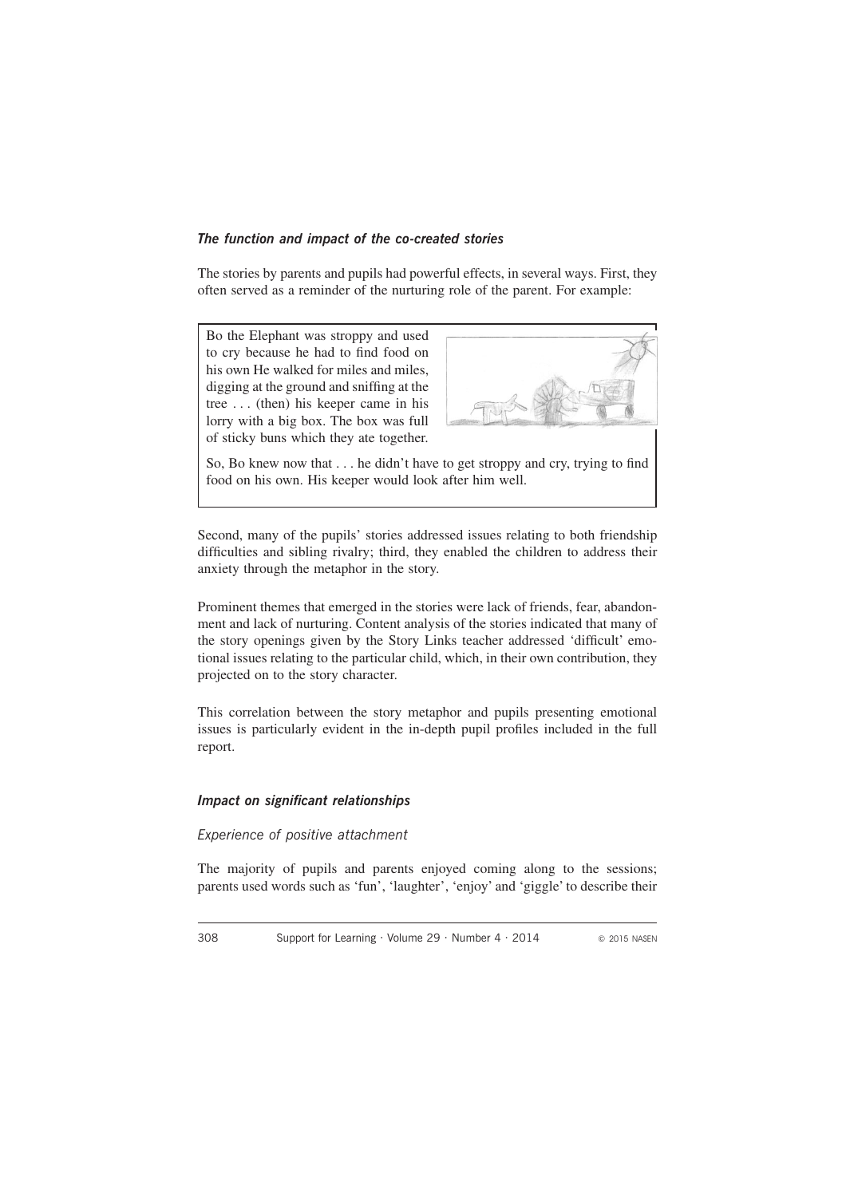### *The function and impact of the co-created stories*

The stories by parents and pupils had powerful effects, in several ways. First, they often served as a reminder of the nurturing role of the parent. For example:

> Bo the Elephant was stroppy and used to cry because he had to find food on his own He walked for miles and miles, digging at the ground and sniffing at the tree . . . (then) his keeper came in his lorry with a big box. The box was full of sticky buns which they ate together.
>
> So, Bo knew now that . . . he didn't have to get stroppy and cry, trying to find food on his own. His keeper would look after him well.

Second, many of the pupils' stories addressed issues relating to both friendship difficulties and sibling rivalry; third, they enabled the children to address their anxiety through the metaphor in the story.

Prominent themes that emerged in the stories were lack of friends, fear, abandonment and lack of nurturing. Content analysis of the stories indicated that many of the story openings given by the Story Links teacher addressed 'difficult' emotional issues relating to the particular child, which, in their own contribution, they projected on to the story character.

This correlation between the story metaphor and pupils presenting emotional issues is particularly evident in the in-depth pupil profiles included in the full report.

### *Impact on significant relationships*

#### *Experience of positive attachment*

The majority of pupils and parents enjoyed coming along to the sessions; parents used words such as 'fun', 'laughter', 'enjoy' and 'giggle' to describe their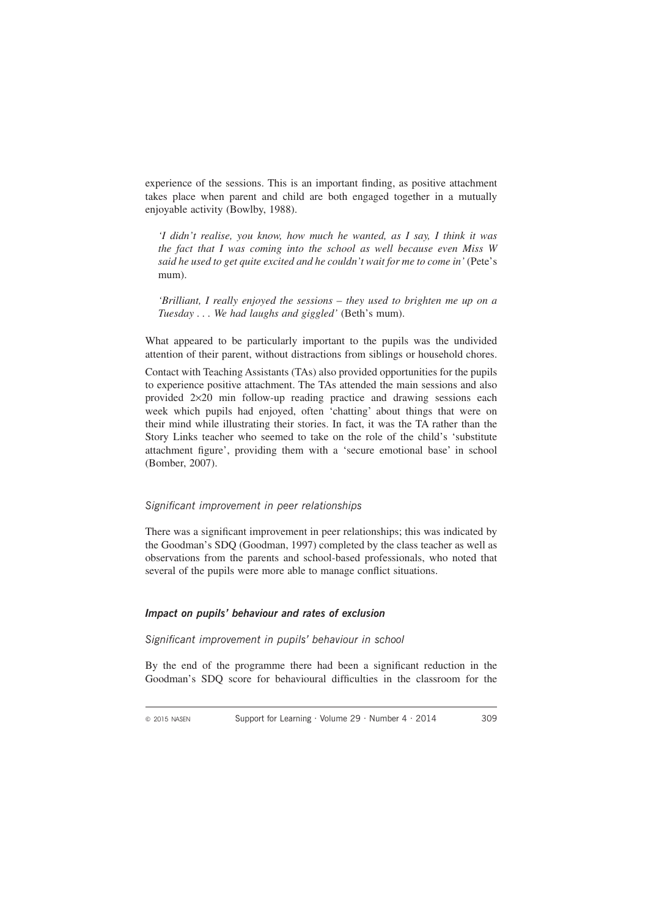experience of the sessions. This is an important finding, as positive attachment takes place when parent and child are both engaged together in a mutually enjoyable activity (Bowlby, 1988).

> *'I didn't realise, you know, how much he wanted, as I say, I think it was the fact that I was coming into the school as well because even Miss W said he used to get quite excited and he couldn't wait for me to come in'* (Pete's mum).

> *'Brilliant, I really enjoyed the sessions – they used to brighten me up on a Tuesday . . . We had laughs and giggled'* (Beth's mum).

What appeared to be particularly important to the pupils was the undivided attention of their parent, without distractions from siblings or household chores.

Contact with Teaching Assistants (TAs) also provided opportunities for the pupils to experience positive attachment. The TAs attended the main sessions and also provided 2×20 min follow-up reading practice and drawing sessions each week which pupils had enjoyed, often 'chatting' about things that were on their mind while illustrating their stories. In fact, it was the TA rather than the Story Links teacher who seemed to take on the role of the child's 'substitute attachment figure', providing them with a 'secure emotional base' in school (Bomber, 2007).

#### *Significant improvement in peer relationships*

There was a significant improvement in peer relationships; this was indicated by the Goodman's SDQ (Goodman, 1997) completed by the class teacher as well as observations from the parents and school-based professionals, who noted that several of the pupils were more able to manage conflict situations.

### ***Impact on pupils' behaviour and rates of exclusion***

#### *Significant improvement in pupils' behaviour in school*

By the end of the programme there had been a significant reduction in the Goodman's SDQ score for behavioural difficulties in the classroom for the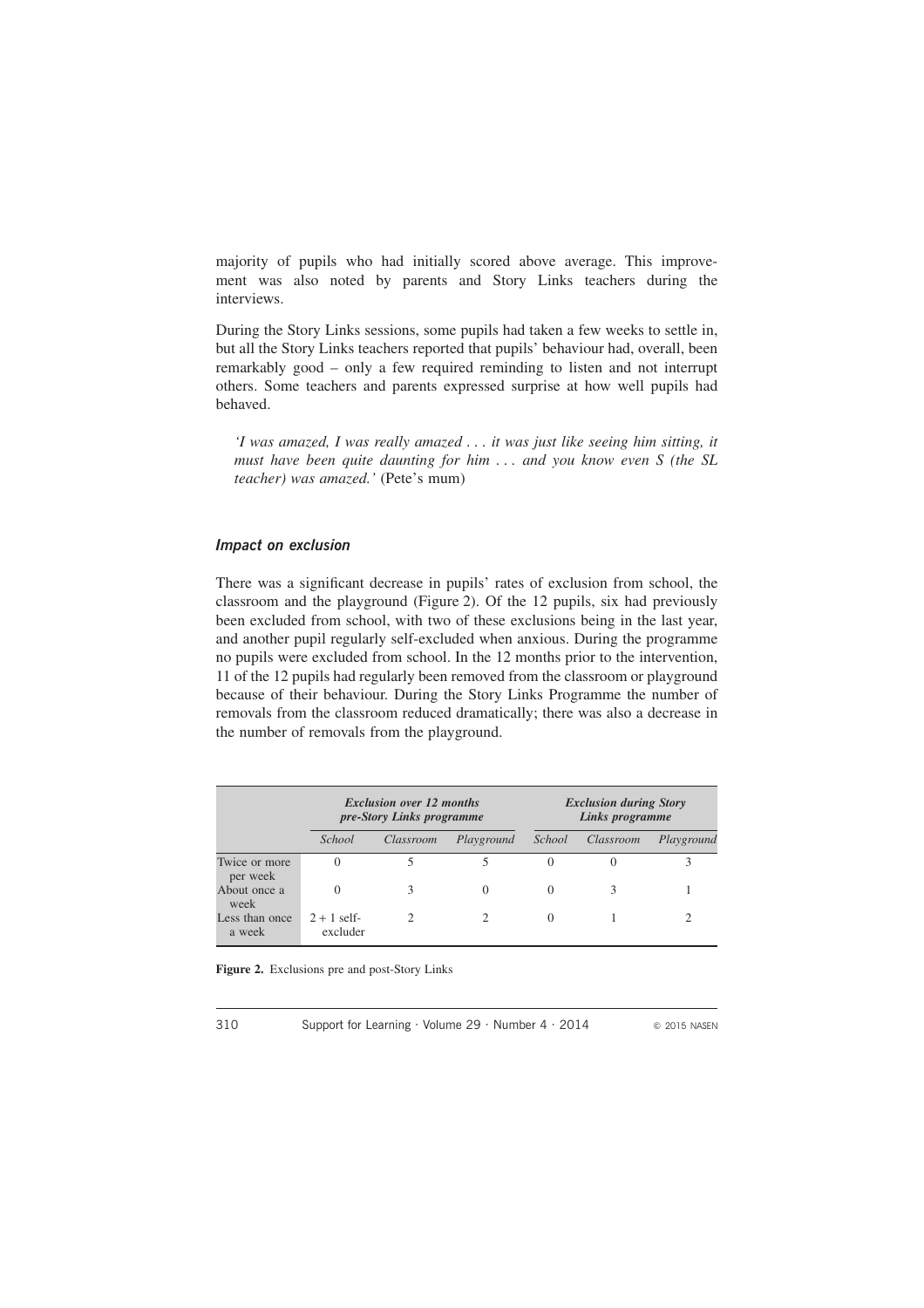majority of pupils who had initially scored above average. This improvement was also noted by parents and Story Links teachers during the interviews.

During the Story Links sessions, some pupils had taken a few weeks to settle in, but all the Story Links teachers reported that pupils' behaviour had, overall, been remarkably good – only a few required reminding to listen and not interrupt others. Some teachers and parents expressed surprise at how well pupils had behaved.

*'I was amazed, I was really amazed . . . it was just like seeing him sitting, it must have been quite daunting for him . . . and you know even S (the SL teacher) was amazed.'* (Pete's mum)

### *Impact on exclusion*

There was a significant decrease in pupils' rates of exclusion from school, the classroom and the playground (Figure 2). Of the 12 pupils, six had previously been excluded from school, with two of these exclusions being in the last year, and another pupil regularly self-excluded when anxious. During the programme no pupils were excluded from school. In the 12 months prior to the intervention, 11 of the 12 pupils had regularly been removed from the classroom or playground because of their behaviour. During the Story Links Programme the number of removals from the classroom reduced dramatically; there was also a decrease in the number of removals from the playground.

| | *Exclusion over 12 months pre-Story Links programme* | | | *Exclusion during Story Links programme* | | |
|---|---|---|---|---|---|---|
| | *School* | *Classroom* | *Playground* | *School* | *Classroom* | *Playground* |
| Twice or more per week | 0 | 5 | 5 | 0 | 0 | 3 |
| About once a week | 0 | 3 | 0 | 0 | 3 | 1 |
| Less than once a week | 2 + 1 self-excluder | 2 | 2 | 0 | 1 | 2 |

**Figure 2.** Exclusions pre and post-Story Links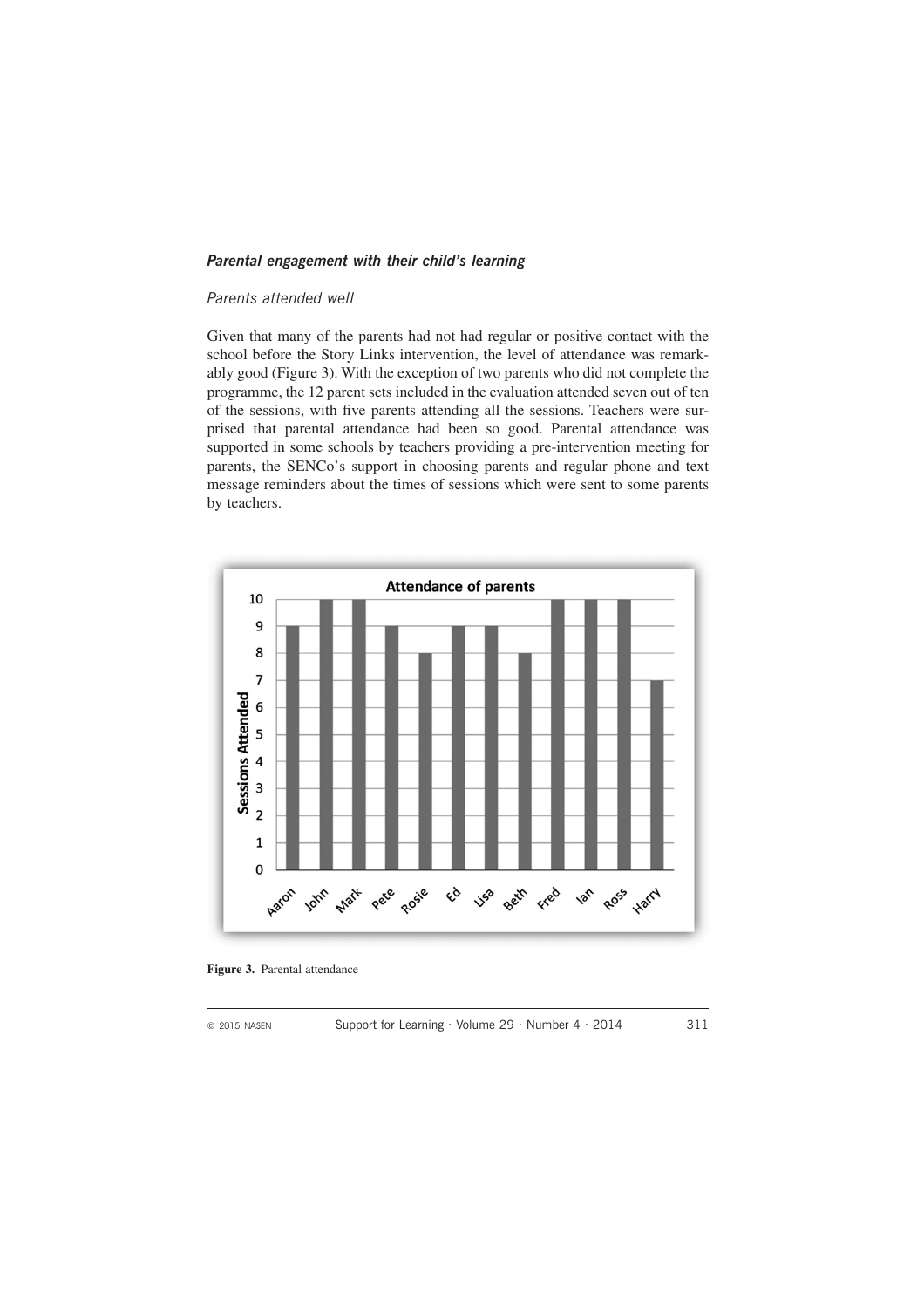### *Parental engagement with their child's learning*

*Parents attended well*

Given that many of the parents had not had regular or positive contact with the school before the Story Links intervention, the level of attendance was remarkably good (Figure 3). With the exception of two parents who did not complete the programme, the 12 parent sets included in the evaluation attended seven out of ten of the sessions, with five parents attending all the sessions. Teachers were surprised that parental attendance had been so good. Parental attendance was supported in some schools by teachers providing a pre-intervention meeting for parents, the SENCo's support in choosing parents and regular phone and text message reminders about the times of sessions which were sent to some parents by teachers.

**Figure 3.** Parental attendance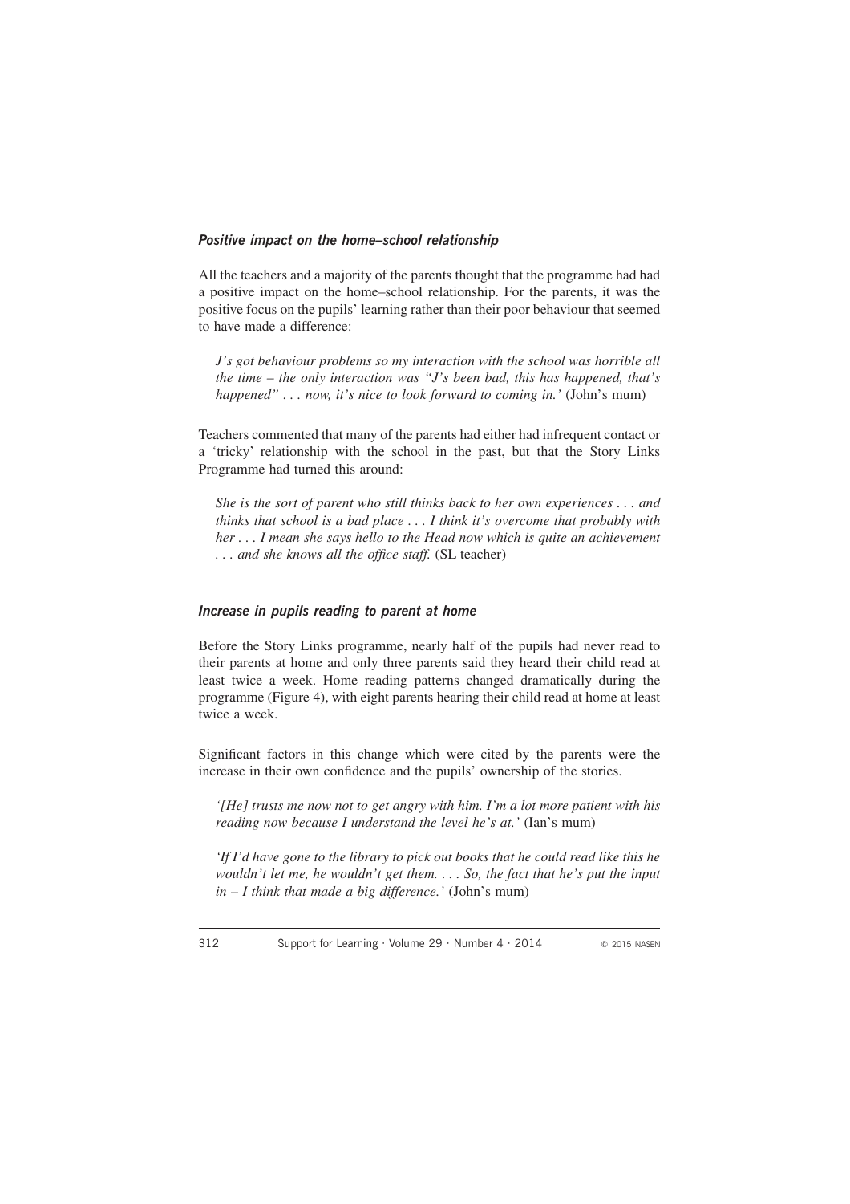### *Positive impact on the home–school relationship*

All the teachers and a majority of the parents thought that the programme had had a positive impact on the home–school relationship. For the parents, it was the positive focus on the pupils' learning rather than their poor behaviour that seemed to have made a difference:

> *J's got behaviour problems so my interaction with the school was horrible all the time – the only interaction was "J's been bad, this has happened, that's happened" . . . now, it's nice to look forward to coming in.'* (John's mum)

Teachers commented that many of the parents had either had infrequent contact or a 'tricky' relationship with the school in the past, but that the Story Links Programme had turned this around:

> *She is the sort of parent who still thinks back to her own experiences . . . and thinks that school is a bad place . . . I think it's overcome that probably with her . . . I mean she says hello to the Head now which is quite an achievement . . . and she knows all the office staff.* (SL teacher)

### *Increase in pupils reading to parent at home*

Before the Story Links programme, nearly half of the pupils had never read to their parents at home and only three parents said they heard their child read at least twice a week. Home reading patterns changed dramatically during the programme (Figure 4), with eight parents hearing their child read at home at least twice a week.

Significant factors in this change which were cited by the parents were the increase in their own confidence and the pupils' ownership of the stories.

> *'[He] trusts me now not to get angry with him. I'm a lot more patient with his reading now because I understand the level he's at.'* (Ian's mum)

> *'If I'd have gone to the library to pick out books that he could read like this he wouldn't let me, he wouldn't get them. . . . So, the fact that he's put the input in – I think that made a big difference.'* (John's mum)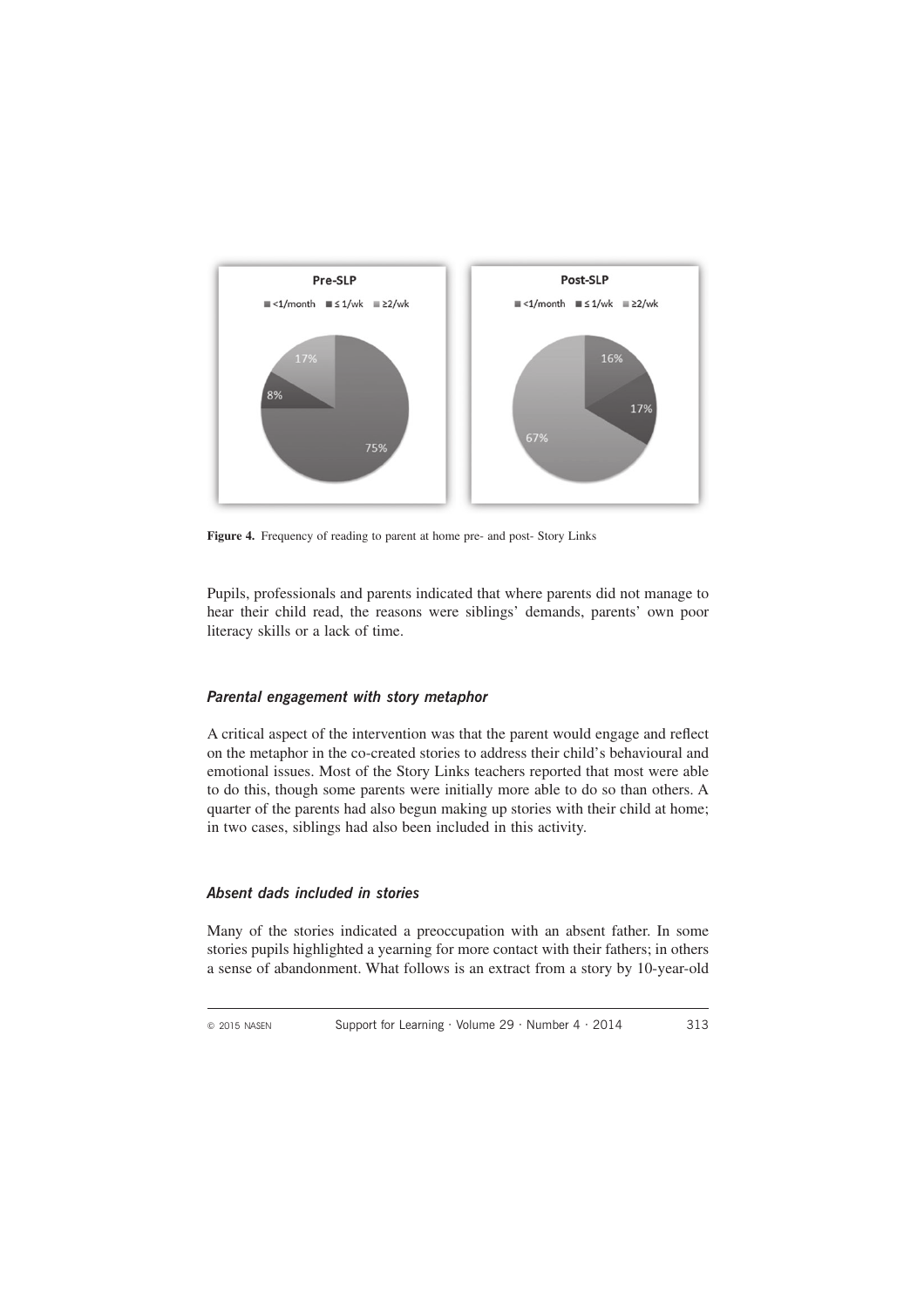Figure 4. Frequency of reading to parent at home pre- and post- Story Links

Pupils, professionals and parents indicated that where parents did not manage to hear their child read, the reasons were siblings' demands, parents' own poor literacy skills or a lack of time.

### *Parental engagement with story metaphor*

A critical aspect of the intervention was that the parent would engage and reflect on the metaphor in the co-created stories to address their child's behavioural and emotional issues. Most of the Story Links teachers reported that most were able to do this, though some parents were initially more able to do so than others. A quarter of the parents had also begun making up stories with their child at home; in two cases, siblings had also been included in this activity.

### *Absent dads included in stories*

Many of the stories indicated a preoccupation with an absent father. In some stories pupils highlighted a yearning for more contact with their fathers; in others a sense of abandonment. What follows is an extract from a story by 10-year-old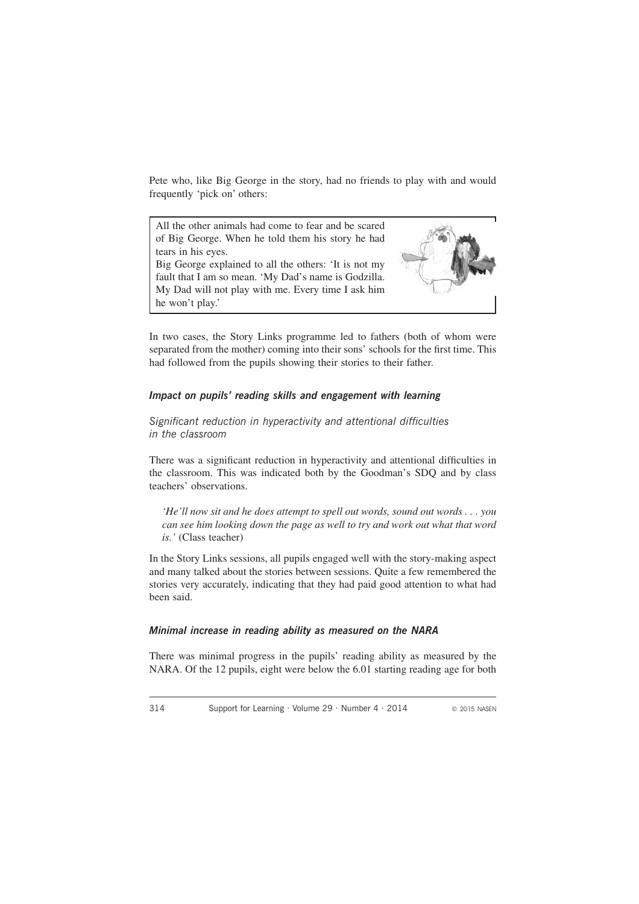Pete who, like Big George in the story, had no friends to play with and would frequently 'pick on' others:

> All the other animals had come to fear and be scared of Big George. When he told them his story he had tears in his eyes.
> Big George explained to all the others: 'It is not my fault that I am so mean. 'My Dad's name is Godzilla. My Dad will not play with me. Every time I ask him he won't play.'

In two cases, the Story Links programme led to fathers (both of whom were separated from the mother) coming into their sons' schools for the first time. This had followed from the pupils showing their stories to their father.

### *Impact on pupils' reading skills and engagement with learning*

#### *Significant reduction in hyperactivity and attentional difficulties in the classroom*

There was a significant reduction in hyperactivity and attentional difficulties in the classroom. This was indicated both by the Goodman's SDQ and by class teachers' observations.

> *'He'll now sit and he does attempt to spell out words, sound out words . . . you can see him looking down the page as well to try and work out what that word is.'* (Class teacher)

In the Story Links sessions, all pupils engaged well with the story-making aspect and many talked about the stories between sessions. Quite a few remembered the stories very accurately, indicating that they had paid good attention to what had been said.

### *Minimal increase in reading ability as measured on the NARA*

There was minimal progress in the pupils' reading ability as measured by the NARA. Of the 12 pupils, eight were below the 6.01 starting reading age for both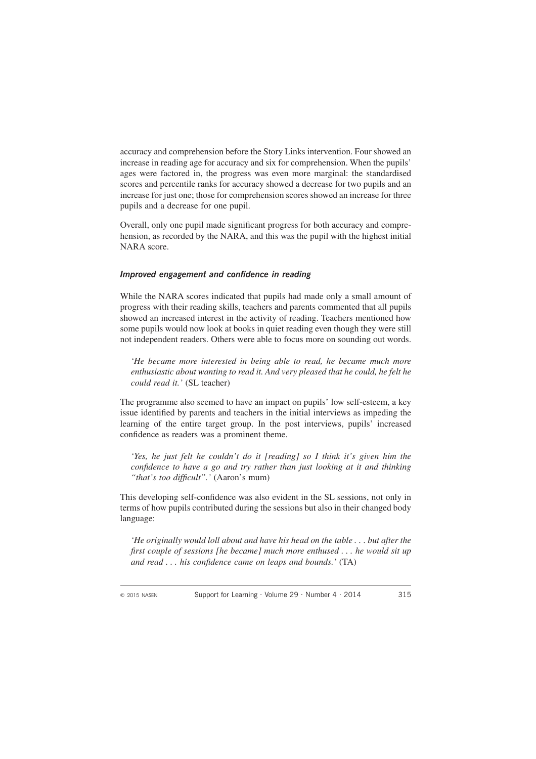accuracy and comprehension before the Story Links intervention. Four showed an increase in reading age for accuracy and six for comprehension. When the pupils' ages were factored in, the progress was even more marginal: the standardised scores and percentile ranks for accuracy showed a decrease for two pupils and an increase for just one; those for comprehension scores showed an increase for three pupils and a decrease for one pupil.

Overall, only one pupil made significant progress for both accuracy and comprehension, as recorded by the NARA, and this was the pupil with the highest initial NARA score.

### *Improved engagement and confidence in reading*

While the NARA scores indicated that pupils had made only a small amount of progress with their reading skills, teachers and parents commented that all pupils showed an increased interest in the activity of reading. Teachers mentioned how some pupils would now look at books in quiet reading even though they were still not independent readers. Others were able to focus more on sounding out words.

> *'He became more interested in being able to read, he became much more enthusiastic about wanting to read it. And very pleased that he could, he felt he could read it.'* (SL teacher)

The programme also seemed to have an impact on pupils' low self-esteem, a key issue identified by parents and teachers in the initial interviews as impeding the learning of the entire target group. In the post interviews, pupils' increased confidence as readers was a prominent theme.

> *'Yes, he just felt he couldn't do it [reading] so I think it's given him the confidence to have a go and try rather than just looking at it and thinking "that's too difficult".'* (Aaron's mum)

This developing self-confidence was also evident in the SL sessions, not only in terms of how pupils contributed during the sessions but also in their changed body language:

> *'He originally would loll about and have his head on the table . . . but after the first couple of sessions [he became] much more enthused . . . he would sit up and read . . . his confidence came on leaps and bounds.'* (TA)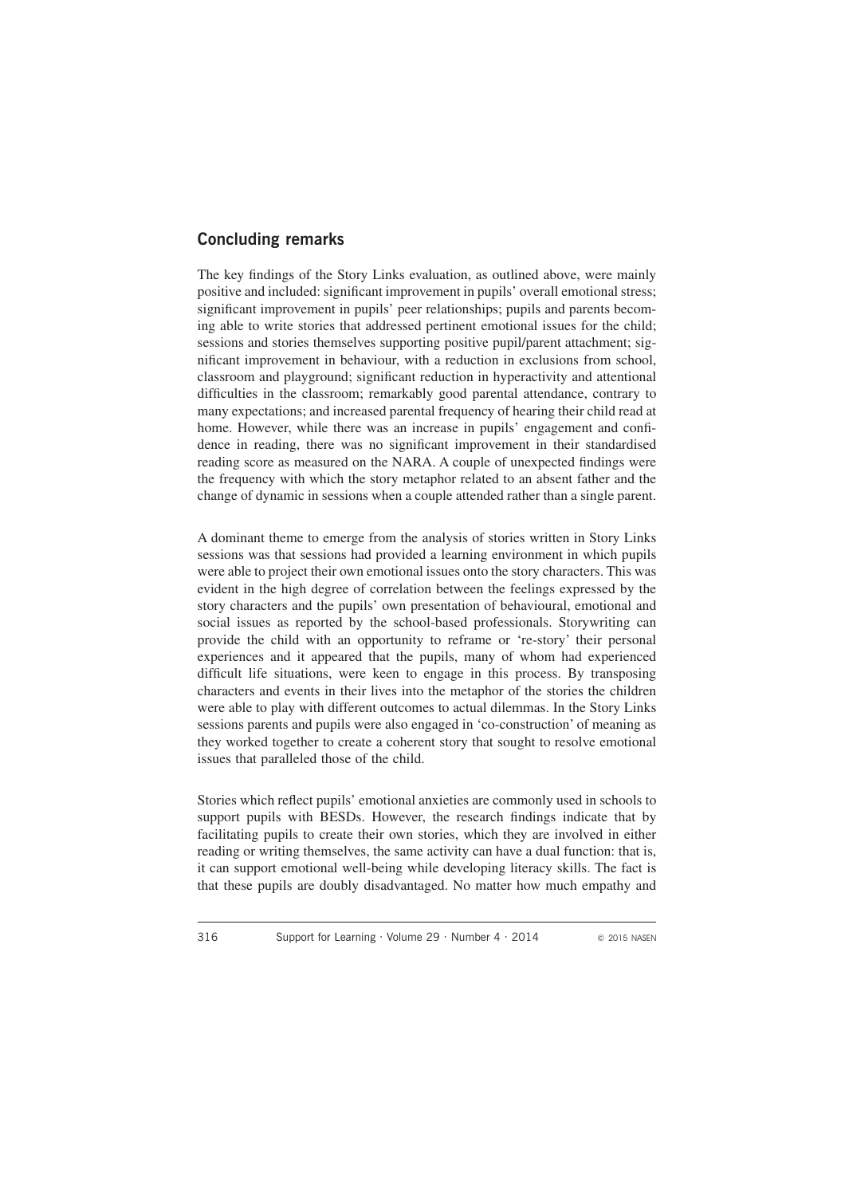## Concluding remarks

The key findings of the Story Links evaluation, as outlined above, were mainly positive and included: significant improvement in pupils' overall emotional stress; significant improvement in pupils' peer relationships; pupils and parents becoming able to write stories that addressed pertinent emotional issues for the child; sessions and stories themselves supporting positive pupil/parent attachment; significant improvement in behaviour, with a reduction in exclusions from school, classroom and playground; significant reduction in hyperactivity and attentional difficulties in the classroom; remarkably good parental attendance, contrary to many expectations; and increased parental frequency of hearing their child read at home. However, while there was an increase in pupils' engagement and confidence in reading, there was no significant improvement in their standardised reading score as measured on the NARA. A couple of unexpected findings were the frequency with which the story metaphor related to an absent father and the change of dynamic in sessions when a couple attended rather than a single parent.

A dominant theme to emerge from the analysis of stories written in Story Links sessions was that sessions had provided a learning environment in which pupils were able to project their own emotional issues onto the story characters. This was evident in the high degree of correlation between the feelings expressed by the story characters and the pupils' own presentation of behavioural, emotional and social issues as reported by the school-based professionals. Storywriting can provide the child with an opportunity to reframe or 're-story' their personal experiences and it appeared that the pupils, many of whom had experienced difficult life situations, were keen to engage in this process. By transposing characters and events in their lives into the metaphor of the stories the children were able to play with different outcomes to actual dilemmas. In the Story Links sessions parents and pupils were also engaged in 'co-construction' of meaning as they worked together to create a coherent story that sought to resolve emotional issues that paralleled those of the child.

Stories which reflect pupils' emotional anxieties are commonly used in schools to support pupils with BESDs. However, the research findings indicate that by facilitating pupils to create their own stories, which they are involved in either reading or writing themselves, the same activity can have a dual function: that is, it can support emotional well-being while developing literacy skills. The fact is that these pupils are doubly disadvantaged. No matter how much empathy and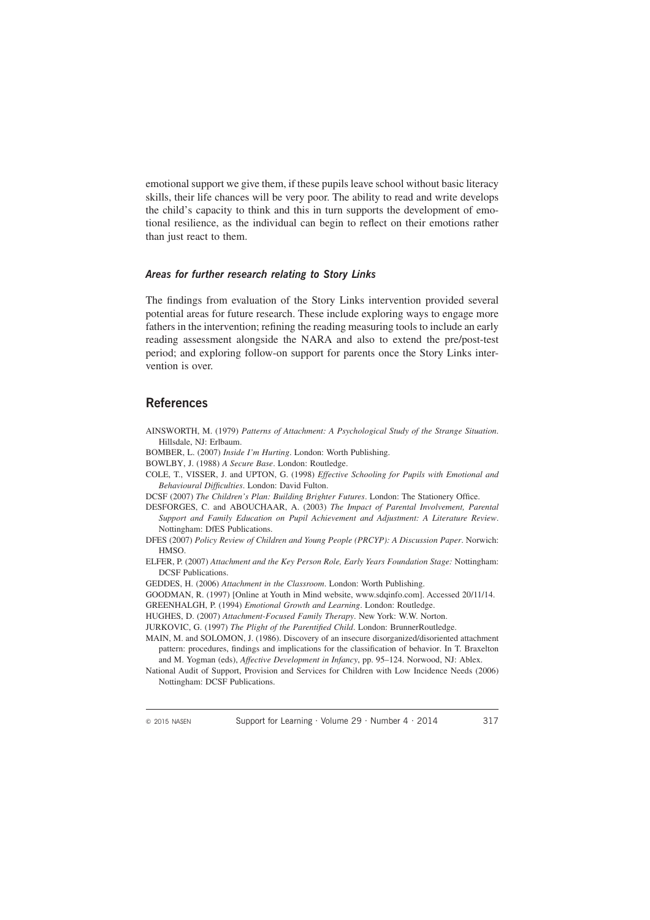emotional support we give them, if these pupils leave school without basic literacy skills, their life chances will be very poor. The ability to read and write develops the child's capacity to think and this in turn supports the development of emotional resilience, as the individual can begin to reflect on their emotions rather than just react to them.

### *Areas for further research relating to Story Links*

The findings from evaluation of the Story Links intervention provided several potential areas for future research. These include exploring ways to engage more fathers in the intervention; refining the reading measuring tools to include an early reading assessment alongside the NARA and also to extend the pre/post-test period; and exploring follow-on support for parents once the Story Links intervention is over.

## References

AINSWORTH, M. (1979) *Patterns of Attachment: A Psychological Study of the Strange Situation*. Hillsdale, NJ: Erlbaum.

BOMBER, L. (2007) *Inside I'm Hurting*. London: Worth Publishing.

BOWLBY, J. (1988) *A Secure Base*. London: Routledge.

COLE, T., VISSER, J. and UPTON, G. (1998) *Effective Schooling for Pupils with Emotional and Behavioural Difficulties*. London: David Fulton.

DCSF (2007) *The Children's Plan: Building Brighter Futures*. London: The Stationery Office.

DESFORGES, C. and ABOUCHAAR, A. (2003) *The Impact of Parental Involvement, Parental Support and Family Education on Pupil Achievement and Adjustment: A Literature Review*. Nottingham: DfES Publications.

DFES (2007) *Policy Review of Children and Young People (PRCYP): A Discussion Paper*. Norwich: HMSO.

ELFER, P. (2007) *Attachment and the Key Person Role, Early Years Foundation Stage:* Nottingham: DCSF Publications.

GEDDES, H. (2006) *Attachment in the Classroom*. London: Worth Publishing.

GOODMAN, R. (1997) [Online at Youth in Mind website, www.sdqinfo.com]. Accessed 20/11/14.

GREENHALGH, P. (1994) *Emotional Growth and Learning*. London: Routledge.

HUGHES, D. (2007) *Attachment-Focused Family Therapy*. New York: W.W. Norton.

JURKOVIC, G. (1997) *The Plight of the Parentified Child*. London: BrunnerRoutledge.

MAIN, M. and SOLOMON, J. (1986). Discovery of an insecure disorganized/disoriented attachment pattern: procedures, findings and implications for the classification of behavior. In T. Braxelton and M. Yogman (eds), *Affective Development in Infancy*, pp. 95–124. Norwood, NJ: Ablex.

National Audit of Support, Provision and Services for Children with Low Incidence Needs (2006) Nottingham: DCSF Publications.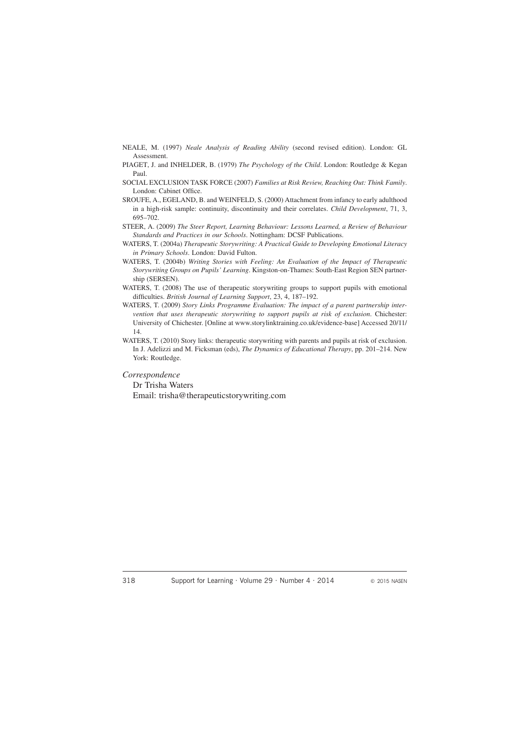NEALE, M. (1997) *Neale Analysis of Reading Ability* (second revised edition). London: GL Assessment.

PIAGET, J. and INHELDER, B. (1979) *The Psychology of the Child*. London: Routledge & Kegan Paul.

SOCIAL EXCLUSION TASK FORCE (2007) *Families at Risk Review, Reaching Out: Think Family*. London: Cabinet Office.

SROUFE, A., EGELAND, B. and WEINFELD, S. (2000) Attachment from infancy to early adulthood in a high-risk sample: continuity, discontinuity and their correlates. *Child Development*, 71, 3, 695–702.

STEER, A. (2009) *The Steer Report, Learning Behaviour: Lessons Learned, a Review of Behaviour Standards and Practices in our Schools*. Nottingham: DCSF Publications.

WATERS, T. (2004a) *Therapeutic Storywriting: A Practical Guide to Developing Emotional Literacy in Primary Schools*. London: David Fulton.

WATERS, T. (2004b) *Writing Stories with Feeling: An Evaluation of the Impact of Therapeutic Storywriting Groups on Pupils' Learning*. Kingston-on-Thames: South-East Region SEN partnership (SERSEN).

WATERS, T. (2008) The use of therapeutic storywriting groups to support pupils with emotional difficulties. *British Journal of Learning Support*, 23, 4, 187–192.

WATERS, T. (2009) *Story Links Programme Evaluation: The impact of a parent partnership intervention that uses therapeutic storywriting to support pupils at risk of exclusion*. Chichester: University of Chichester. [Online at www.storylinktraining.co.uk/evidence-base] Accessed 20/11/14.

WATERS, T. (2010) Story links: therapeutic storywriting with parents and pupils at risk of exclusion. In J. Adelizzi and M. Ficksman (eds), *The Dynamics of Educational Therapy*, pp. 201–214. New York: Routledge.

*Correspondence*

Dr Trisha Waters
Email: trisha@therapeuticstorywriting.com